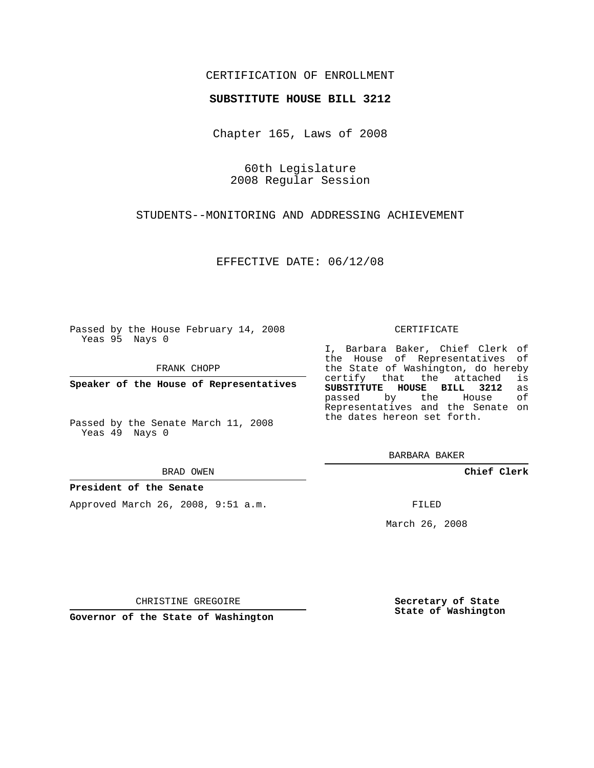CERTIFICATION OF ENROLLMENT

**SUBSTITUTE HOUSE BILL 3212**

Chapter 165, Laws of 2008

60th Legislature
2008 Regular Session

STUDENTS--MONITORING AND ADDRESSING ACHIEVEMENT

EFFECTIVE DATE: 06/12/08

Passed by the House February 14, 2008
Yeas 95 Nays 0

FRANK CHOPP

**Speaker of the House of Representatives**

Passed by the Senate March 11, 2008
Yeas 49 Nays 0

BRAD OWEN

**President of the Senate**

Approved March 26, 2008, 9:51 a.m.

CHRISTINE GREGOIRE

**Governor of the State of Washington**

CERTIFICATE

I, Barbara Baker, Chief Clerk of the House of Representatives of the State of Washington, do hereby certify that the attached is **SUBSTITUTE HOUSE BILL 3212** as passed by the House of Representatives and the Senate on the dates hereon set forth.

BARBARA BAKER

**Chief Clerk**

FILED

March 26, 2008

**Secretary of State**
**State of Washington**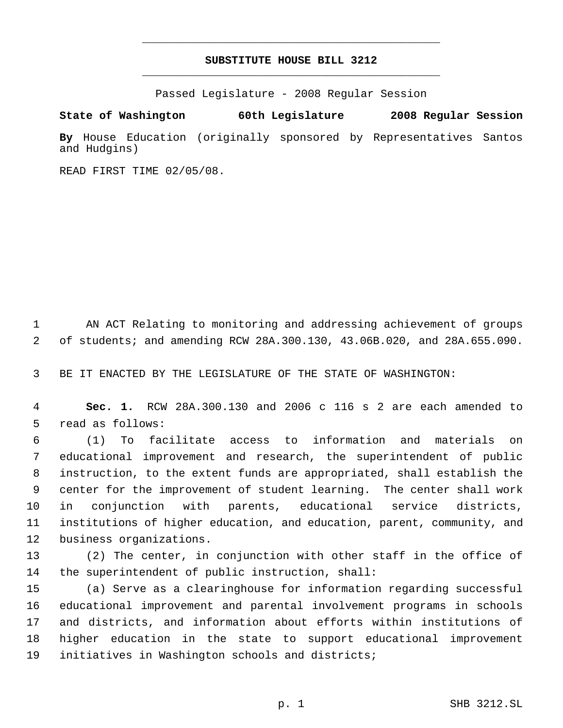# SUBSTITUTE HOUSE BILL 3212

Passed Legislature - 2008 Regular Session

**State of Washington 60th Legislature 2008 Regular Session**

**By** House Education (originally sponsored by Representatives Santos and Hudgins)

READ FIRST TIME 02/05/08.

AN ACT Relating to monitoring and addressing achievement of groups of students; and amending RCW 28A.300.130, 43.06B.020, and 28A.655.090.

BE IT ENACTED BY THE LEGISLATURE OF THE STATE OF WASHINGTON:

**Sec. 1.** RCW 28A.300.130 and 2006 c 116 s 2 are each amended to read as follows:

(1) To facilitate access to information and materials on educational improvement and research, the superintendent of public instruction, to the extent funds are appropriated, shall establish the center for the improvement of student learning. The center shall work in conjunction with parents, educational service districts, institutions of higher education, and education, parent, community, and business organizations.

(2) The center, in conjunction with other staff in the office of the superintendent of public instruction, shall:

(a) Serve as a clearinghouse for information regarding successful educational improvement and parental involvement programs in schools and districts, and information about efforts within institutions of higher education in the state to support educational improvement initiatives in Washington schools and districts;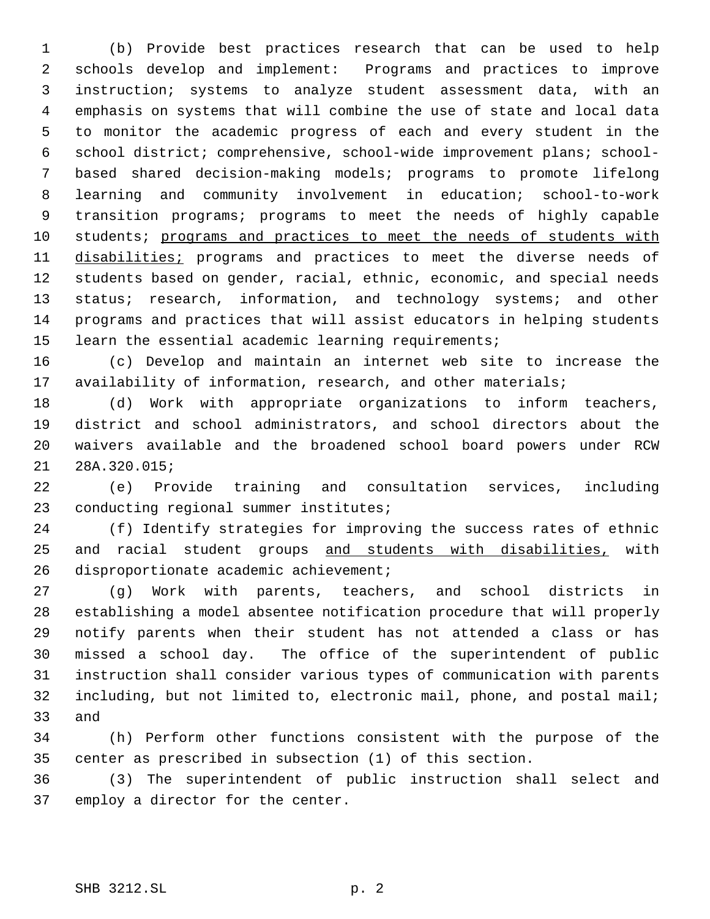(b) Provide best practices research that can be used to help schools develop and implement: Programs and practices to improve instruction; systems to analyze student assessment data, with an emphasis on systems that will combine the use of state and local data to monitor the academic progress of each and every student in the school district; comprehensive, school-wide improvement plans; school-based shared decision-making models; programs to promote lifelong learning and community involvement in education; school-to-work transition programs; programs to meet the needs of highly capable students; <u>programs and practices to meet the needs of students with disabilities;</u> programs and practices to meet the diverse needs of students based on gender, racial, ethnic, economic, and special needs status; research, information, and technology systems; and other programs and practices that will assist educators in helping students learn the essential academic learning requirements;

(c) Develop and maintain an internet web site to increase the availability of information, research, and other materials;

(d) Work with appropriate organizations to inform teachers, district and school administrators, and school directors about the waivers available and the broadened school board powers under RCW 28A.320.015;

(e) Provide training and consultation services, including conducting regional summer institutes;

(f) Identify strategies for improving the success rates of ethnic and racial student groups <u>and students with disabilities,</u> with disproportionate academic achievement;

(g) Work with parents, teachers, and school districts in establishing a model absentee notification procedure that will properly notify parents when their student has not attended a class or has missed a school day. The office of the superintendent of public instruction shall consider various types of communication with parents including, but not limited to, electronic mail, phone, and postal mail; and

(h) Perform other functions consistent with the purpose of the center as prescribed in subsection (1) of this section.

(3) The superintendent of public instruction shall select and employ a director for the center.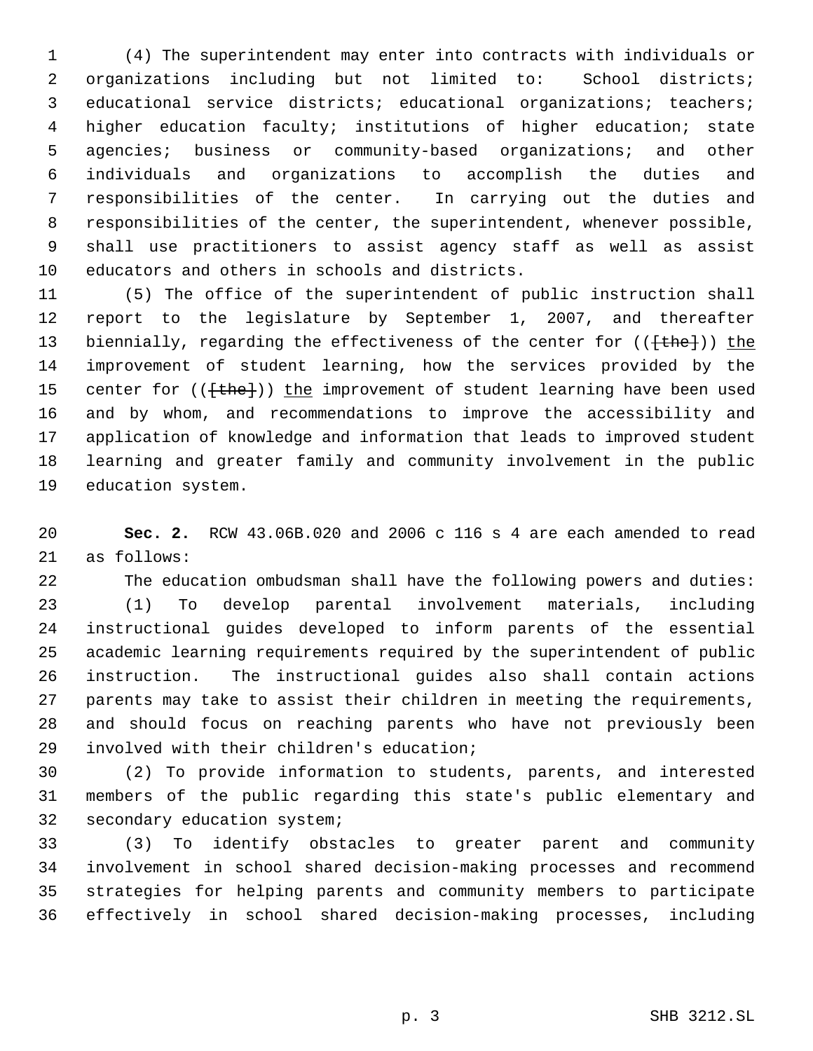(4) The superintendent may enter into contracts with individuals or organizations including but not limited to: School districts; educational service districts; educational organizations; teachers; higher education faculty; institutions of higher education; state agencies; business or community-based organizations; and other individuals and organizations to accomplish the duties and responsibilities of the center. In carrying out the duties and responsibilities of the center, the superintendent, whenever possible, shall use practitioners to assist agency staff as well as assist educators and others in schools and districts.

(5) The office of the superintendent of public instruction shall report to the legislature by September 1, 2007, and thereafter biennially, regarding the effectiveness of the center for ((~~[the]~~)) <u>the</u> improvement of student learning, how the services provided by the center for ((~~[the]~~)) <u>the</u> improvement of student learning have been used and by whom, and recommendations to improve the accessibility and application of knowledge and information that leads to improved student learning and greater family and community involvement in the public education system.

**Sec. 2.** RCW 43.06B.020 and 2006 c 116 s 4 are each amended to read as follows:

The education ombudsman shall have the following powers and duties:

(1) To develop parental involvement materials, including instructional guides developed to inform parents of the essential academic learning requirements required by the superintendent of public instruction. The instructional guides also shall contain actions parents may take to assist their children in meeting the requirements, and should focus on reaching parents who have not previously been involved with their children's education;

(2) To provide information to students, parents, and interested members of the public regarding this state's public elementary and secondary education system;

(3) To identify obstacles to greater parent and community involvement in school shared decision-making processes and recommend strategies for helping parents and community members to participate effectively in school shared decision-making processes, including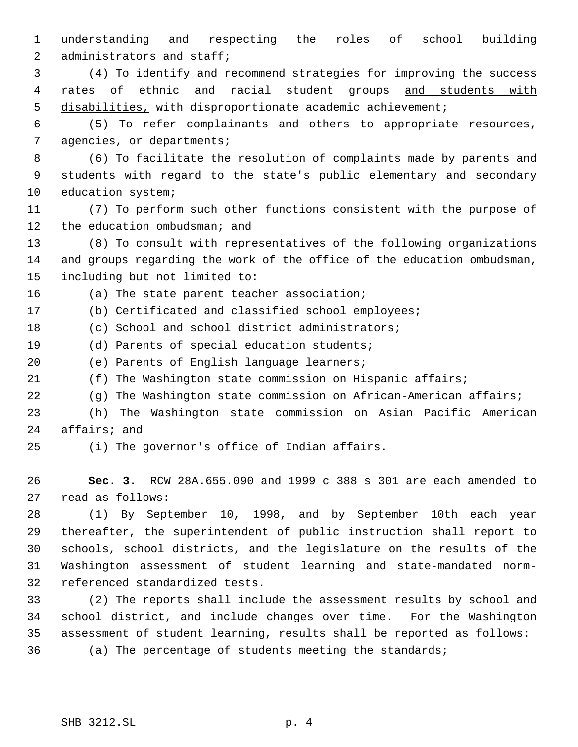understanding and respecting the roles of school building administrators and staff;

(4) To identify and recommend strategies for improving the success rates of ethnic and racial student groups <u>and students with disabilities,</u> with disproportionate academic achievement;

(5) To refer complainants and others to appropriate resources, agencies, or departments;

(6) To facilitate the resolution of complaints made by parents and students with regard to the state's public elementary and secondary education system;

(7) To perform such other functions consistent with the purpose of the education ombudsman; and

(8) To consult with representatives of the following organizations and groups regarding the work of the office of the education ombudsman, including but not limited to:

(a) The state parent teacher association;

(b) Certificated and classified school employees;

(c) School and school district administrators;

(d) Parents of special education students;

(e) Parents of English language learners;

(f) The Washington state commission on Hispanic affairs;

(g) The Washington state commission on African-American affairs;

(h) The Washington state commission on Asian Pacific American affairs; and

(i) The governor's office of Indian affairs.

**Sec. 3.** RCW 28A.655.090 and 1999 c 388 s 301 are each amended to read as follows:

(1) By September 10, 1998, and by September 10th each year thereafter, the superintendent of public instruction shall report to schools, school districts, and the legislature on the results of the Washington assessment of student learning and state-mandated norm-referenced standardized tests.

(2) The reports shall include the assessment results by school and school district, and include changes over time. For the Washington assessment of student learning, results shall be reported as follows:

(a) The percentage of students meeting the standards;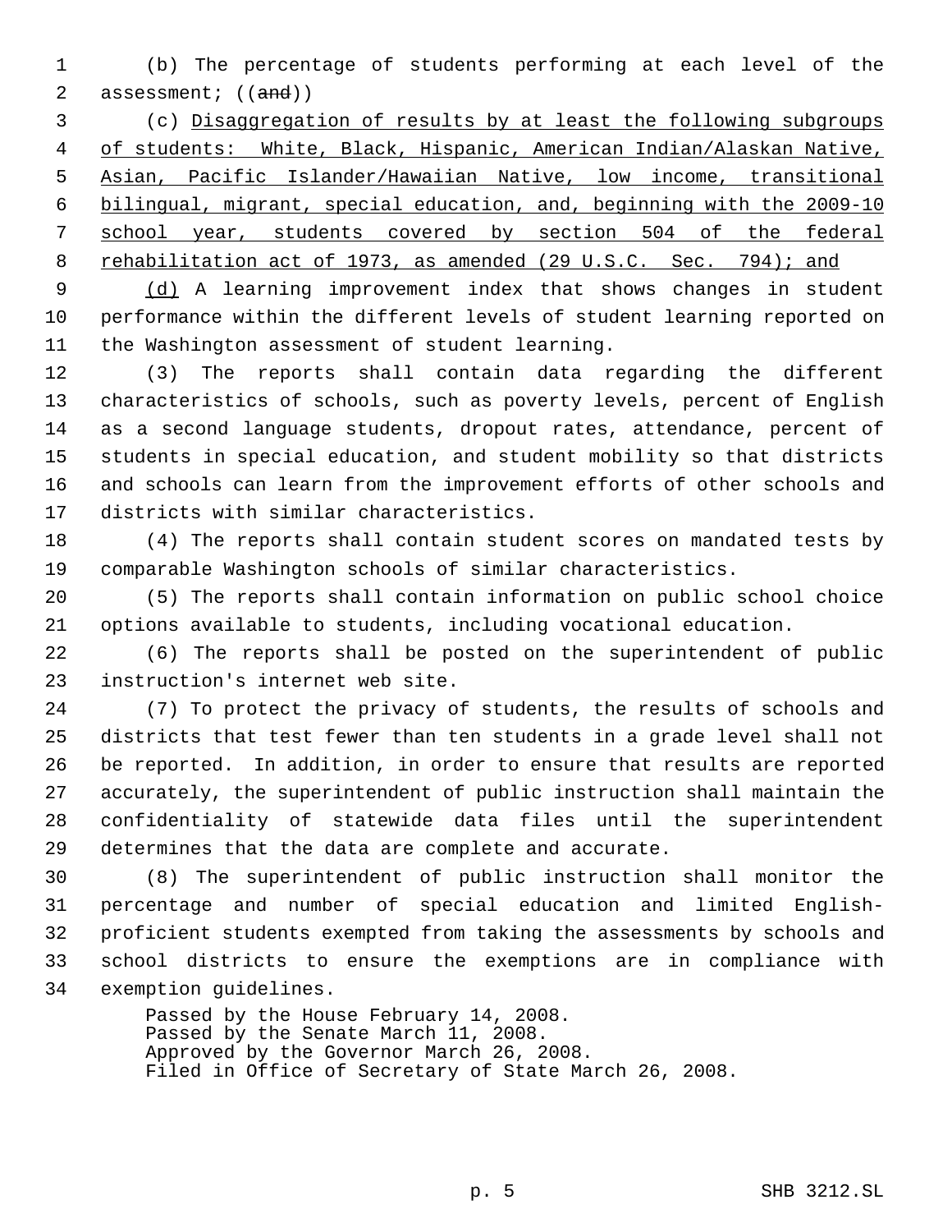(b) The percentage of students performing at each level of the assessment; ((~~and~~))

(c) Disaggregation of results by at least the following subgroups of students: White, Black, Hispanic, American Indian/Alaskan Native, Asian, Pacific Islander/Hawaiian Native, low income, transitional bilingual, migrant, special education, and, beginning with the 2009-10 school year, students covered by section 504 of the federal rehabilitation act of 1973, as amended (29 U.S.C. Sec. 794); and

(d) A learning improvement index that shows changes in student performance within the different levels of student learning reported on the Washington assessment of student learning.

(3) The reports shall contain data regarding the different characteristics of schools, such as poverty levels, percent of English as a second language students, dropout rates, attendance, percent of students in special education, and student mobility so that districts and schools can learn from the improvement efforts of other schools and districts with similar characteristics.

(4) The reports shall contain student scores on mandated tests by comparable Washington schools of similar characteristics.

(5) The reports shall contain information on public school choice options available to students, including vocational education.

(6) The reports shall be posted on the superintendent of public instruction's internet web site.

(7) To protect the privacy of students, the results of schools and districts that test fewer than ten students in a grade level shall not be reported. In addition, in order to ensure that results are reported accurately, the superintendent of public instruction shall maintain the confidentiality of statewide data files until the superintendent determines that the data are complete and accurate.

(8) The superintendent of public instruction shall monitor the percentage and number of special education and limited English-proficient students exempted from taking the assessments by schools and school districts to ensure the exemptions are in compliance with exemption guidelines.

Passed by the House February 14, 2008.
Passed by the Senate March 11, 2008.
Approved by the Governor March 26, 2008.
Filed in Office of Secretary of State March 26, 2008.